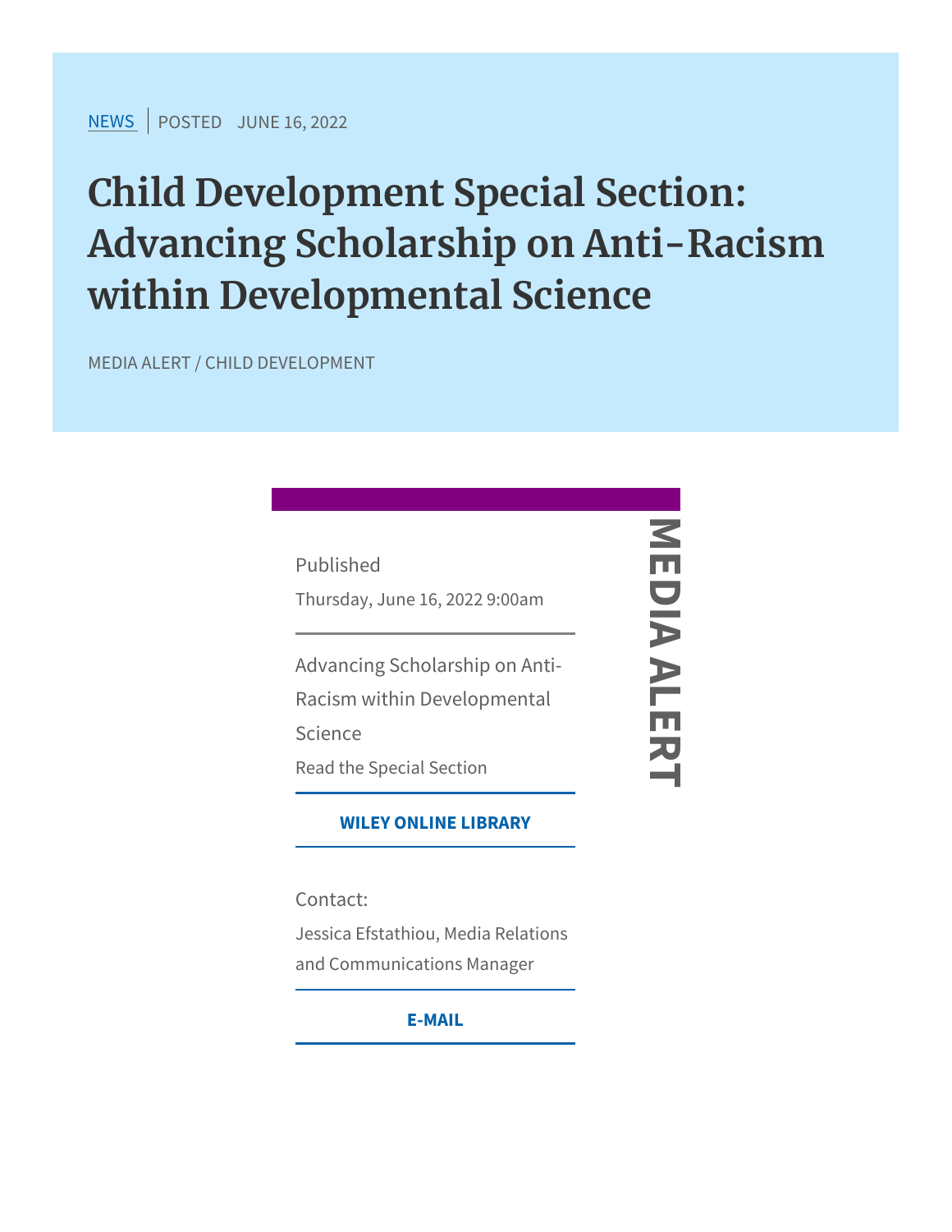NEWS | POSTED JUNE 16, 2022

# Child Development Special Section: Advancing Scholarship on Anti-Racism within Developmental Science

MEDIA ALERT / CHILD DEVELOPMENT

**MEDIA ALERT**

Published

Thursday, June 16, 2022 9:00am

Advancing Scholarship on Anti-Racism within Developmental Science

Read the Special Section

**WILEY ONLINE LIBRARY**

Contact:

Jessica Efstathiou, Media Relations and Communications Manager

**E-MAIL**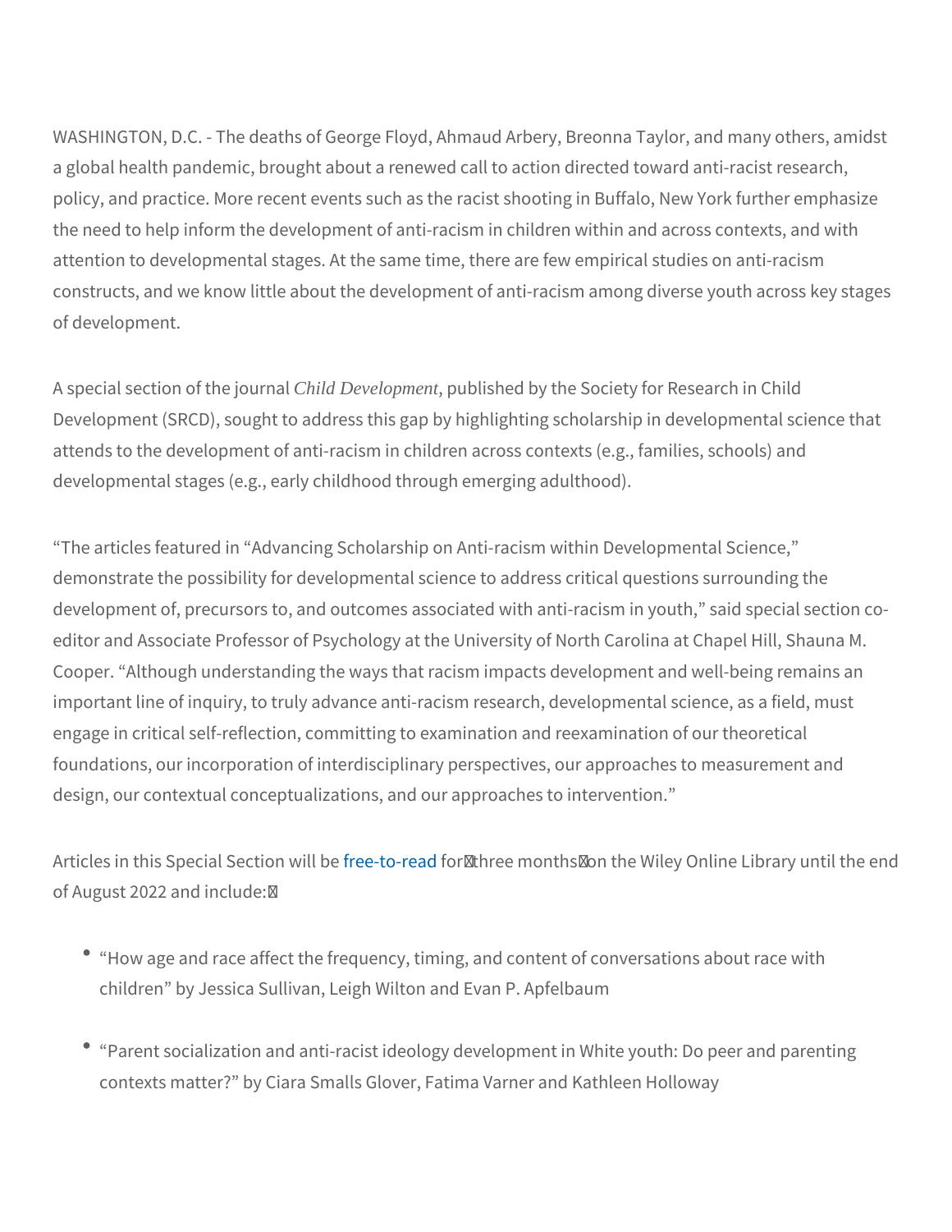WASHINGTON, D.C. - The deaths of George Floyd, Ahmaud Arbery, Breonna Taylor, and many others, amidst a global health pandemic, brought about a renewed call to action directed toward anti-racist research, policy, and practice. More recent events such as the racist shooting in Buffalo, New York further emphasize the need to help inform the development of anti-racism in children within and across contexts, and with attention to developmental stages. At the same time, there are few empirical studies on anti-racism constructs, and we know little about the development of anti-racism among diverse youth across key stages of development.

A special section of the journal *Child Development*, published by the Society for Research in Child Development (SRCD), sought to address this gap by highlighting scholarship in developmental science that attends to the development of anti-racism in children across contexts (e.g., families, schools) and developmental stages (e.g., early childhood through emerging adulthood).

"The articles featured in "Advancing Scholarship on Anti-racism within Developmental Science," demonstrate the possibility for developmental science to address critical questions surrounding the development of, precursors to, and outcomes associated with anti-racism in youth," said special section co-editor and Associate Professor of Psychology at the University of North Carolina at Chapel Hill, Shauna M. Cooper. "Although understanding the ways that racism impacts development and well-being remains an important line of inquiry, to truly advance anti-racism research, developmental science, as a field, must engage in critical self-reflection, committing to examination and reexamination of our theoretical foundations, our incorporation of interdisciplinary perspectives, our approaches to measurement and design, our contextual conceptualizations, and our approaches to intervention."

Articles in this Special Section will be free-to-read for three months on the Wiley Online Library until the end of August 2022 and include:

- "How age and race affect the frequency, timing, and content of conversations about race with children" by Jessica Sullivan, Leigh Wilton and Evan P. Apfelbaum
- "Parent socialization and anti-racist ideology development in White youth: Do peer and parenting contexts matter?" by Ciara Smalls Glover, Fatima Varner and Kathleen Holloway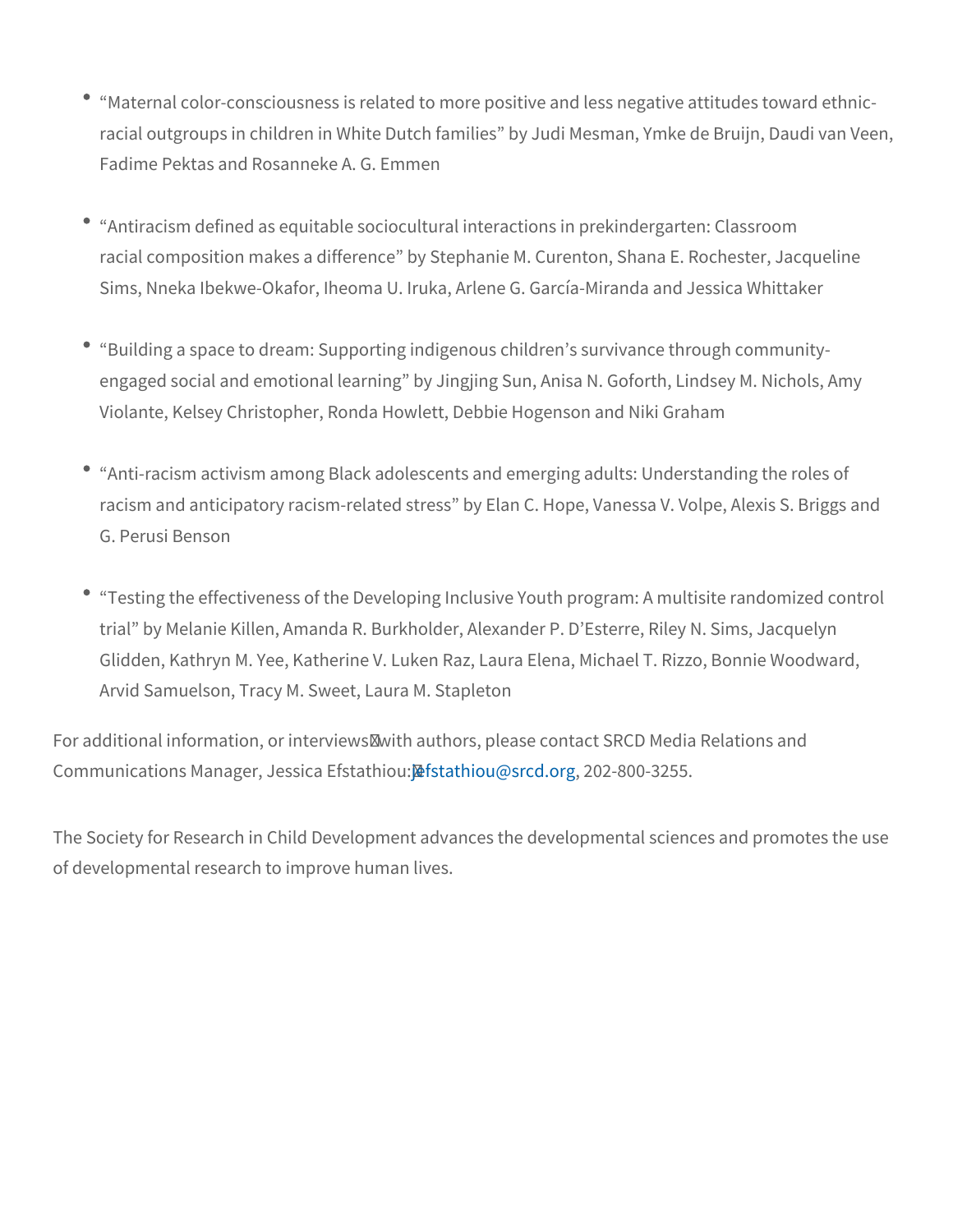- “Maternal color-consciousness is related to more positive and less negative attitudes toward ethnic-racial outgroups in children in White Dutch families” by Judi Mesman, Ymke de Bruijn, Daudi van Veen, Fadime Pektas and Rosanneke A. G. Emmen

- “Antiracism defined as equitable sociocultural interactions in prekindergarten: Classroom racial composition makes a difference” by Stephanie M. Curenton, Shana E. Rochester, Jacqueline Sims, Nneka Ibekwe-Okafor, Iheoma U. Iruka, Arlene G. García-Miranda and Jessica Whittaker

- “Building a space to dream: Supporting indigenous children’s survivance through community-engaged social and emotional learning” by Jingjing Sun, Anisa N. Goforth, Lindsey M. Nichols, Amy Violante, Kelsey Christopher, Ronda Howlett, Debbie Hogenson and Niki Graham

- “Anti-racism activism among Black adolescents and emerging adults: Understanding the roles of racism and anticipatory racism-related stress” by Elan C. Hope, Vanessa V. Volpe, Alexis S. Briggs and G. Perusi Benson

- “Testing the effectiveness of the Developing Inclusive Youth program: A multisite randomized control trial” by Melanie Killen, Amanda R. Burkholder, Alexander P. D’Esterre, Riley N. Sims, Jacquelyn Glidden, Kathryn M. Yee, Katherine V. Luken Raz, Laura Elena, Michael T. Rizzo, Bonnie Woodward, Arvid Samuelson, Tracy M. Sweet, Laura M. Stapleton

For additional information, or interviews with authors, please contact SRCD Media Relations and Communications Manager, Jessica Efstathiou: jefstathiou@srcd.org, 202-800-3255.

The Society for Research in Child Development advances the developmental sciences and promotes the use of developmental research to improve human lives.